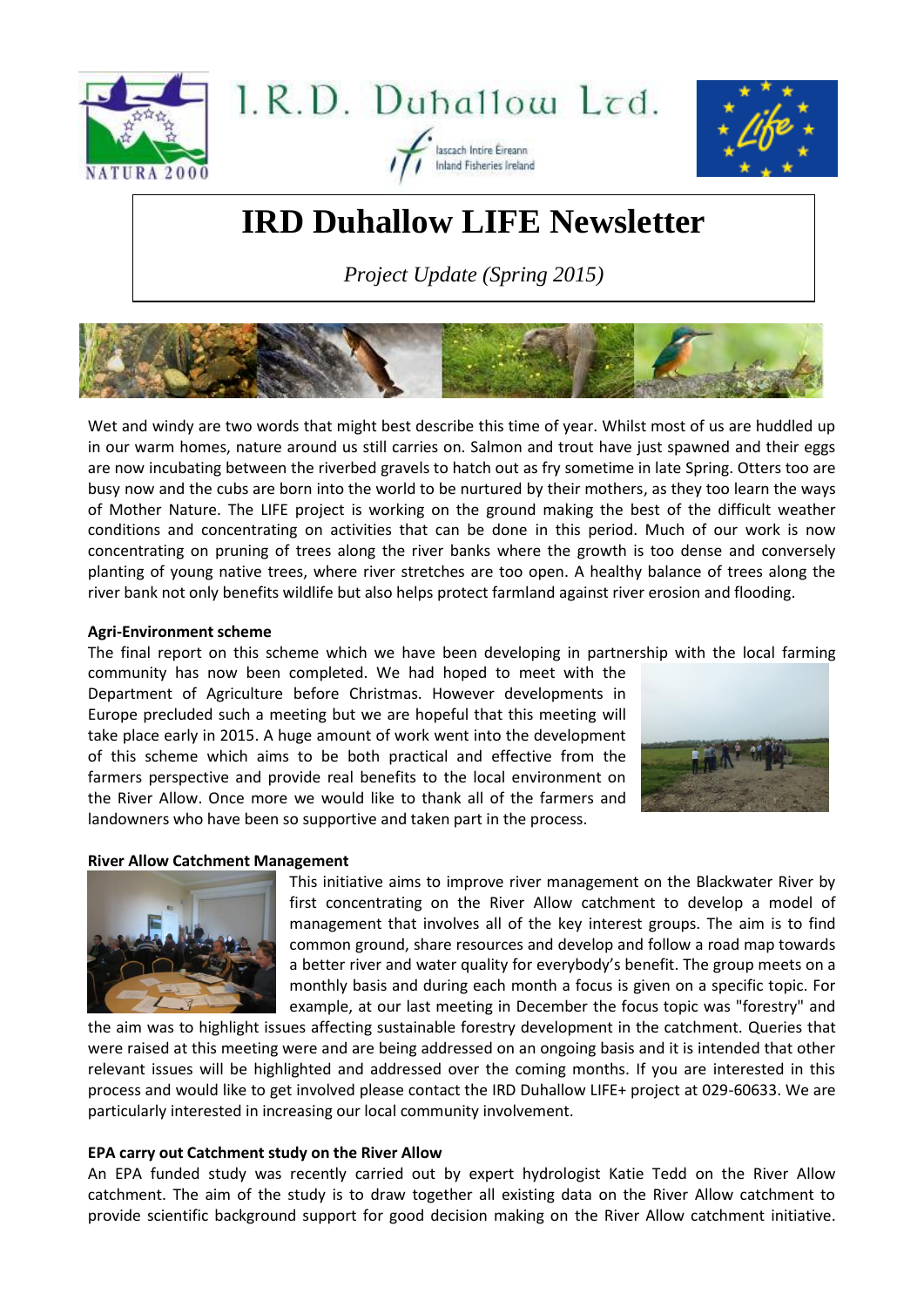I.R.D. Duhallow Ltd.

Iascach Intíre Éireann
Inland Fisheries Ireland

# IRD Duhallow LIFE Newsletter

*Project Update (Spring 2015)*

Wet and windy are two words that might best describe this time of year. Whilst most of us are huddled up in our warm homes, nature around us still carries on. Salmon and trout have just spawned and their eggs are now incubating between the riverbed gravels to hatch out as fry sometime in late Spring. Otters too are busy now and the cubs are born into the world to be nurtured by their mothers, as they too learn the ways of Mother Nature. The LIFE project is working on the ground making the best of the difficult weather conditions and concentrating on activities that can be done in this period. Much of our work is now concentrating on pruning of trees along the river banks where the growth is too dense and conversely planting of young native trees, where river stretches are too open. A healthy balance of trees along the river bank not only benefits wildlife but also helps protect farmland against river erosion and flooding.

**Agri-Environment scheme**

The final report on this scheme which we have been developing in partnership with the local farming community has now been completed. We had hoped to meet with the Department of Agriculture before Christmas. However developments in Europe precluded such a meeting but we are hopeful that this meeting will take place early in 2015. A huge amount of work went into the development of this scheme which aims to be both practical and effective from the farmers perspective and provide real benefits to the local environment on the River Allow. Once more we would like to thank all of the farmers and landowners who have been so supportive and taken part in the process.

**River Allow Catchment Management**

This initiative aims to improve river management on the Blackwater River by first concentrating on the River Allow catchment to develop a model of management that involves all of the key interest groups. The aim is to find common ground, share resources and develop and follow a road map towards a better river and water quality for everybody's benefit. The group meets on a monthly basis and during each month a focus is given on a specific topic. For example, at our last meeting in December the focus topic was "forestry" and the aim was to highlight issues affecting sustainable forestry development in the catchment. Queries that were raised at this meeting were and are being addressed on an ongoing basis and it is intended that other relevant issues will be highlighted and addressed over the coming months. If you are interested in this process and would like to get involved please contact the IRD Duhallow LIFE+ project at 029-60633. We are particularly interested in increasing our local community involvement.

**EPA carry out Catchment study on the River Allow**

An EPA funded study was recently carried out by expert hydrologist Katie Tedd on the River Allow catchment. The aim of the study is to draw together all existing data on the River Allow catchment to provide scientific background support for good decision making on the River Allow catchment initiative.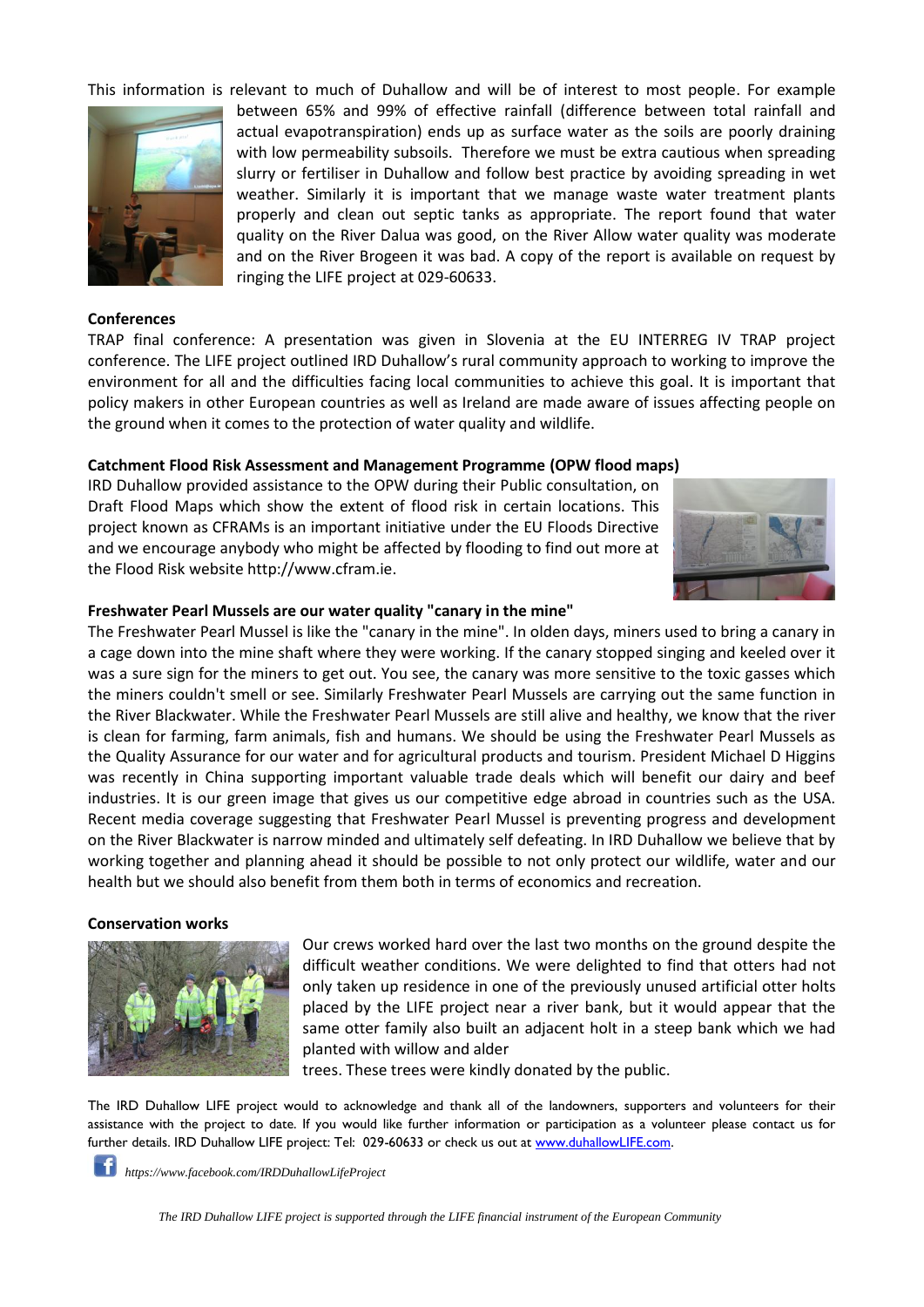This information is relevant to much of Duhallow and will be of interest to most people. For example between 65% and 99% of effective rainfall (difference between total rainfall and actual evapotranspiration) ends up as surface water as the soils are poorly draining with low permeability subsoils. Therefore we must be extra cautious when spreading slurry or fertiliser in Duhallow and follow best practice by avoiding spreading in wet weather. Similarly it is important that we manage waste water treatment plants properly and clean out septic tanks as appropriate. The report found that water quality on the River Dalua was good, on the River Allow water quality was moderate and on the River Brogeen it was bad. A copy of the report is available on request by ringing the LIFE project at 029-60633.

**Conferences**

TRAP final conference: A presentation was given in Slovenia at the EU INTERREG IV TRAP project conference. The LIFE project outlined IRD Duhallow's rural community approach to working to improve the environment for all and the difficulties facing local communities to achieve this goal. It is important that policy makers in other European countries as well as Ireland are made aware of issues affecting people on the ground when it comes to the protection of water quality and wildlife.

**Catchment Flood Risk Assessment and Management Programme (OPW flood maps)**

IRD Duhallow provided assistance to the OPW during their Public consultation, on Draft Flood Maps which show the extent of flood risk in certain locations. This project known as CFRAMs is an important initiative under the EU Floods Directive and we encourage anybody who might be affected by flooding to find out more at the Flood Risk website http://www.cfram.ie.

**Freshwater Pearl Mussels are our water quality "canary in the mine"**

The Freshwater Pearl Mussel is like the "canary in the mine". In olden days, miners used to bring a canary in a cage down into the mine shaft where they were working. If the canary stopped singing and keeled over it was a sure sign for the miners to get out. You see, the canary was more sensitive to the toxic gasses which the miners couldn't smell or see. Similarly Freshwater Pearl Mussels are carrying out the same function in the River Blackwater. While the Freshwater Pearl Mussels are still alive and healthy, we know that the river is clean for farming, farm animals, fish and humans. We should be using the Freshwater Pearl Mussels as the Quality Assurance for our water and for agricultural products and tourism. President Michael D Higgins was recently in China supporting important valuable trade deals which will benefit our dairy and beef industries. It is our green image that gives us our competitive edge abroad in countries such as the USA. Recent media coverage suggesting that Freshwater Pearl Mussel is preventing progress and development on the River Blackwater is narrow minded and ultimately self defeating. In IRD Duhallow we believe that by working together and planning ahead it should be possible to not only protect our wildlife, water and our health but we should also benefit from them both in terms of economics and recreation.

**Conservation works**

Our crews worked hard over the last two months on the ground despite the difficult weather conditions. We were delighted to find that otters had not only taken up residence in one of the previously unused artificial otter holts placed by the LIFE project near a river bank, but it would appear that the same otter family also built an adjacent holt in a steep bank which we had planted with willow and alder trees. These trees were kindly donated by the public.

The IRD Duhallow LIFE project would to acknowledge and thank all of the landowners, supporters and volunteers for their assistance with the project to date. If you would like further information or participation as a volunteer please contact us for further details. IRD Duhallow LIFE project: Tel: 029-60633 or check us out at www.duhallowLIFE.com.

*https://www.facebook.com/IRDDuhallowLifeProject*

*The IRD Duhallow LIFE project is supported through the LIFE financial instrument of the European Community*